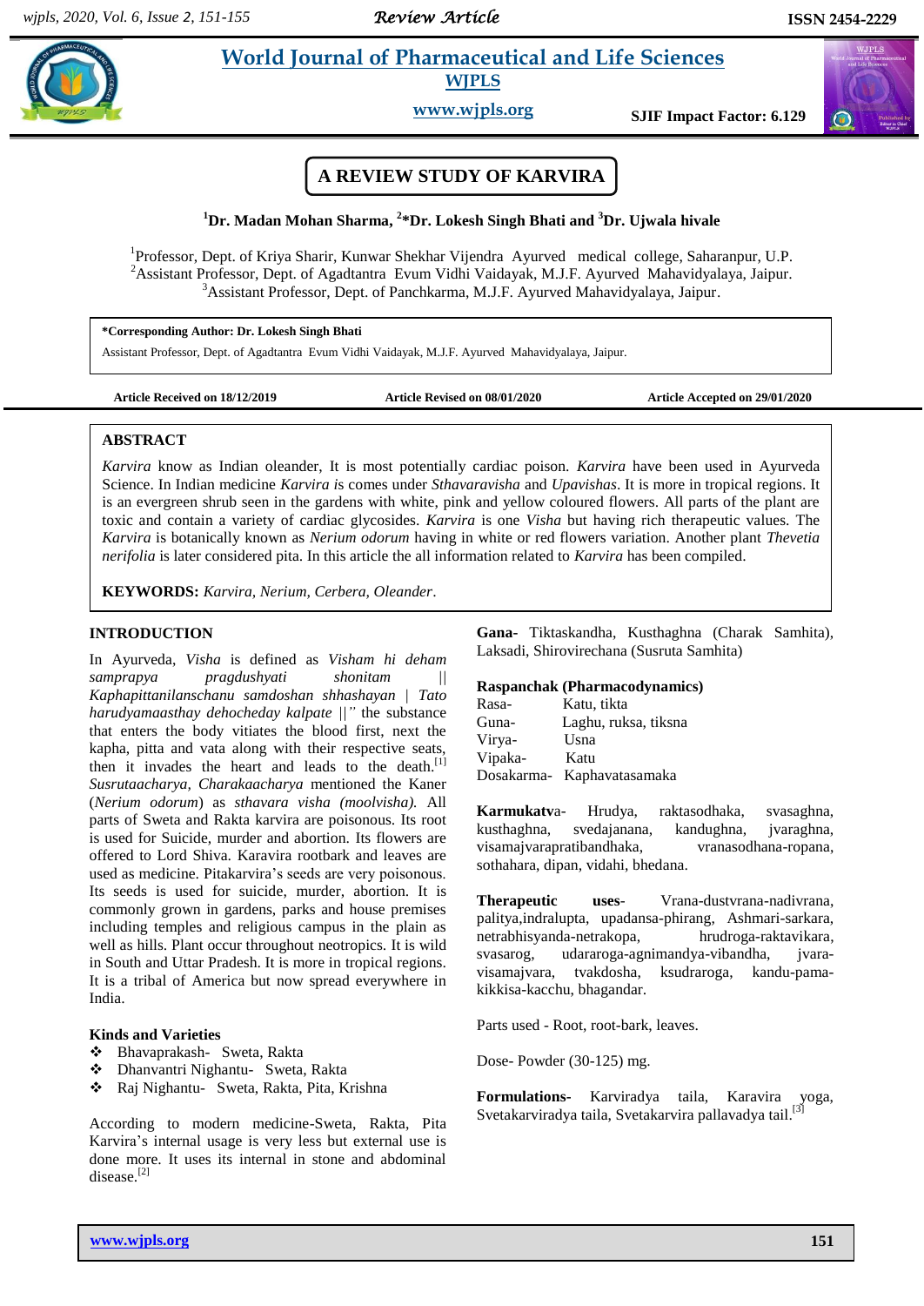Review Article

# World Journal of Pharmaceutical and Life Sciences

**WJPLS**

**www.wjpls.org**

**SJIF Impact Factor: 6.129**

## A REVIEW STUDY OF KARVIRA

**[1]Dr. Madan Mohan Sharma, [2]*Dr. Lokesh Singh Bhati and [3]Dr. Ujwala hivale**

[1]Professor, Dept. of Kriya Sharir, Kunwar Shekhar Vijendra Ayurved medical college, Saharanpur, U.P.
[2]Assistant Professor, Dept. of Agadtantra Evum Vidhi Vaidayak, M.J.F. Ayurved Mahavidyalaya, Jaipur.
[3]Assistant Professor, Dept. of Panchkarma, M.J.F. Ayurved Mahavidyalaya, Jaipur.

**\*Corresponding Author: Dr. Lokesh Singh Bhati**
Assistant Professor, Dept. of Agadtantra Evum Vidhi Vaidayak, M.J.F. Ayurved Mahavidyalaya, Jaipur.

**Article Received on 18/12/2019** **Article Revised on 08/01/2020** **Article Accepted on 29/01/2020**

### ABSTRACT

*Karvira* know as Indian oleander, It is most potentially cardiac poison. *Karvira* have been used in Ayurveda Science. In Indian medicine *Karvira is* comes under *Sthavaravisha* and *Upavishas*. It is more in tropical regions. It is an evergreen shrub seen in the gardens with white, pink and yellow coloured flowers. All parts of the plant are toxic and contain a variety of cardiac glycosides. *Karvira* is one *Visha* but having rich therapeutic values. The *Karvira* is botanically known as *Nerium odorum* having in white or red flowers variation. Another plant *Thevetia nerifolia* is later considered pita. In this article the all information related to *Karvira* has been compiled.

**KEYWORDS:** *Karvira, Nerium, Cerbera, Oleander*.

### INTRODUCTION

In Ayurveda, *Visha* is defined as *Visham hi deham samprapya pragdushyati shonitam || Kaphapittanilanschanu samdoshan shhashayan | Tato harudyamaasthay dehocheday kalpate ||"* the substance that enters the body vitiates the blood first, next the kapha, pitta and vata along with their respective seats, then it invades the heart and leads to the death.[1] *Susrutaacharya, Charakaacharya* mentioned the Kaner (*Nerium odorum*) as *sthavara visha (moolvisha).* All parts of Sweta and Rakta karvira are poisonous. Its root is used for Suicide, murder and abortion. Its flowers are offered to Lord Shiva. Karavira rootbark and leaves are used as medicine. Pitakarvira's seeds are very poisonous. Its seeds is used for suicide, murder, abortion. It is commonly grown in gardens, parks and house premises including temples and religious campus in the plain as well as hills. Plant occur throughout neotropics. It is wild in South and Uttar Pradesh. It is more in tropical regions. It is a tribal of America but now spread everywhere in India.

### Kinds and Varieties

- Bhavaprakash- Sweta, Rakta
- Dhanvantri Nighantu- Sweta, Rakta
- Raj Nighantu- Sweta, Rakta, Pita, Krishna

According to modern medicine-Sweta, Rakta, Pita Karvira's internal usage is very less but external use is done more. It uses its internal in stone and abdominal disease.[2]

**Gana-** Tiktaskandha, Kusthaghna (Charak Samhita), Laksadi, Shirovirechana (Susruta Samhita)

### Raspanchak (Pharmacodynamics)

Rasa- Katu, tikta
Guna- Laghu, ruksa, tiksna
Virya- Usna
Vipaka- Katu
Dosakarma- Kaphavatasamaka

**Karmukatva-** Hrudya, raktasodhaka, svasaghna, kusthaghna, svedajanana, kandughna, jvaraghna, visamajvarapratibandhaka, vranasodhana-ropana, sothahara, dipan, vidahi, bhedana.

**Therapeutic uses-** Vrana-dustvrana-nadivrana, palitya,indralupta, upadansa-phirang, Ashmari-sarkara, netrabhisyanda-netrakopa, hrudroga-raktavikara, svasarog, udararoga-agnimandya-vibandha, jvara-visamajvara, tvakdosha, ksudraroga, kandu-pama-kikkisa-kacchu, bhagandar.

Parts used - Root, root-bark, leaves.

Dose- Powder (30-125) mg.

**Formulations-** Karviradya taila, Karavira yoga, Svetakarviradya taila, Svetakarvira pallavadya tail.[3]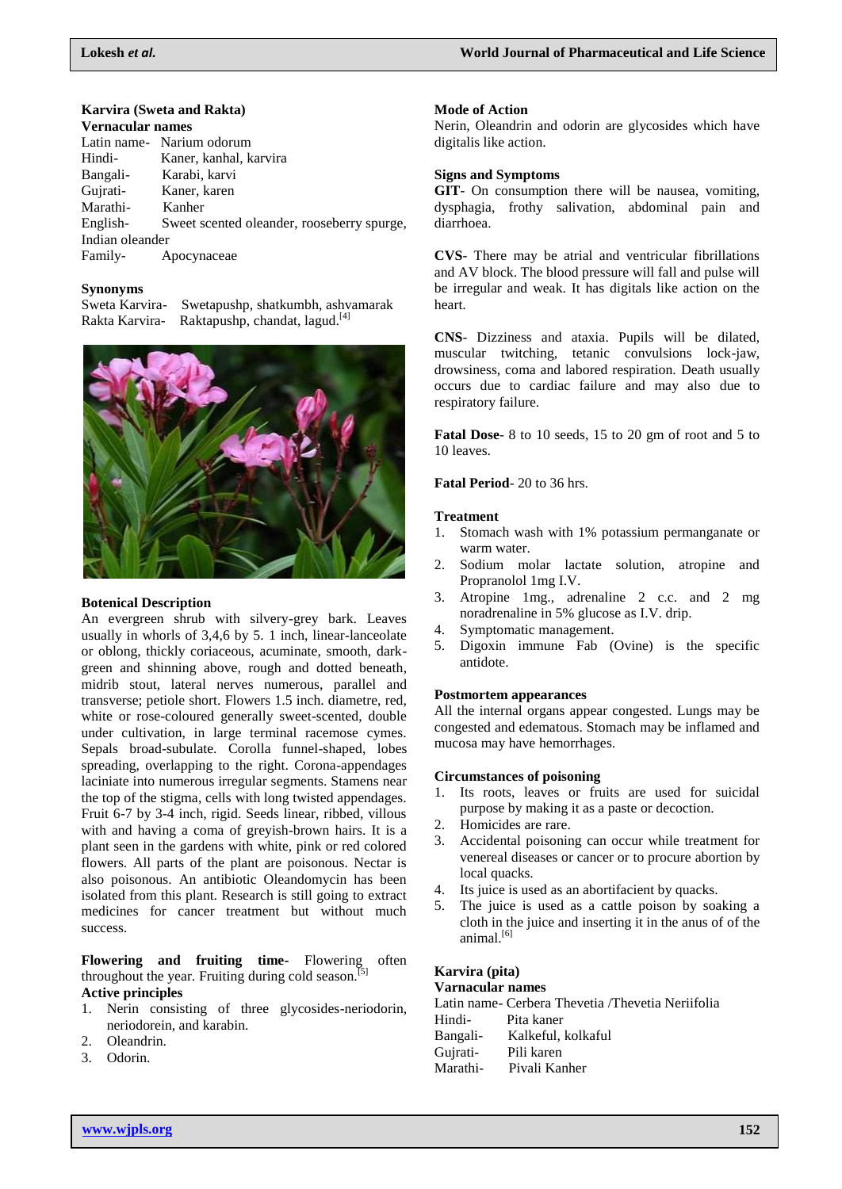### Karvira (Sweta and Rakta)

#### Vernacular names

Latin name- Narium odorum
Hindi- Kaner, kanhal, karvira
Bangali- Karabi, karvi
Gujrati- Kaner, karen
Marathi- Kanher
English- Sweet scented oleander, rooseberry spurge, Indian oleander
Family- Apocynaceae

#### Synonyms

Sweta Karvira- Swetapushp, shatkumbh, ashvamarak
Rakta Karvira- Raktapushp, chandat, lagud.[4]

#### Botenical Description

An evergreen shrub with silvery-grey bark. Leaves usually in whorls of 3,4,6 by 5. 1 inch, linear-lanceolate or oblong, thickly coriaceous, acuminate, smooth, dark-green and shinning above, rough and dotted beneath, midrib stout, lateral nerves numerous, parallel and transverse; petiole short. Flowers 1.5 inch. diametre, red, white or rose-coloured generally sweet-scented, double under cultivation, in large terminal racemose cymes. Sepals broad-subulate. Corolla funnel-shaped, lobes spreading, overlapping to the right. Corona-appendages laciniate into numerous irregular segments. Stamens near the top of the stigma, cells with long twisted appendages. Fruit 6-7 by 3-4 inch, rigid. Seeds linear, ribbed, villous with and having a coma of greyish-brown hairs. It is a plant seen in the gardens with white, pink or red colored flowers. All parts of the plant are poisonous. Nectar is also poisonous. An antibiotic Oleandomycin has been isolated from this plant. Research is still going to extract medicines for cancer treatment but without much success.

**Flowering and fruiting time-** Flowering often throughout the year. Fruiting during cold season.[5]

#### Active principles

1. Nerin consisting of three glycosides-neriodorin, neriodorein, and karabin.
2. Oleandrin.
3. Odorin.

#### Mode of Action

Nerin, Oleandrin and odorin are glycosides which have digitalis like action.

#### Signs and Symptoms

**GIT**- On consumption there will be nausea, vomiting, dysphagia, frothy salivation, abdominal pain and diarrhoea.

**CVS**- There may be atrial and ventricular fibrillations and AV block. The blood pressure will fall and pulse will be irregular and weak. It has digitals like action on the heart.

**CNS**- Dizziness and ataxia. Pupils will be dilated, muscular twitching, tetanic convulsions lock-jaw, drowsiness, coma and labored respiration. Death usually occurs due to cardiac failure and may also due to respiratory failure.

**Fatal Dose**- 8 to 10 seeds, 15 to 20 gm of root and 5 to 10 leaves.

**Fatal Period**- 20 to 36 hrs.

#### Treatment

1. Stomach wash with 1% potassium permanganate or warm water.
2. Sodium molar lactate solution, atropine and Propranolol 1mg I.V.
3. Atropine 1mg., adrenaline 2 c.c. and 2 mg noradrenaline in 5% glucose as I.V. drip.
4. Symptomatic management.
5. Digoxin immune Fab (Ovine) is the specific antidote.

#### Postmortem appearances

All the internal organs appear congested. Lungs may be congested and edematous. Stomach may be inflamed and mucosa may have hemorrhages.

#### Circumstances of poisoning

1. Its roots, leaves or fruits are used for suicidal purpose by making it as a paste or decoction.
2. Homicides are rare.
3. Accidental poisoning can occur while treatment for venereal diseases or cancer or to procure abortion by local quacks.
4. Its juice is used as an abortifacient by quacks.
5. The juice is used as a cattle poison by soaking a cloth in the juice and inserting it in the anus of of the animal.[6]

### Karvira (pita)

#### Varnacular names

Latin name- Cerbera Thevetia /Thevetia Neriifolia
Hindi- Pita kaner
Bangali- Kalkeful, kolkaful
Gujrati- Pili karen
Marathi- Pivali Kanher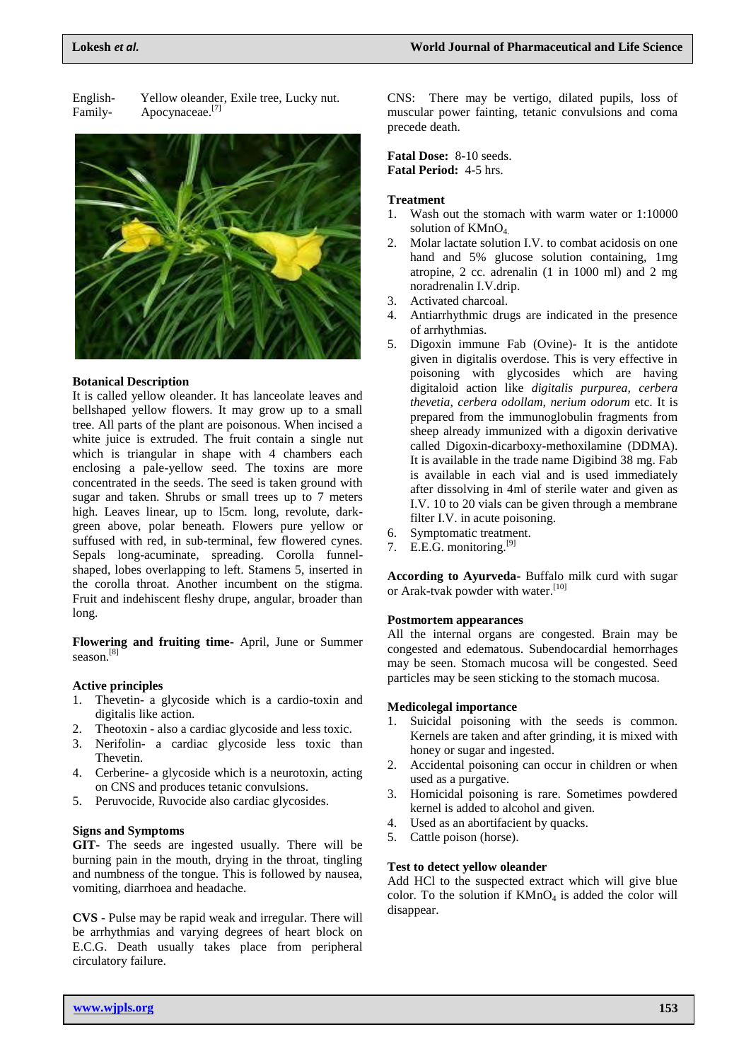English- Yellow oleander, Exile tree, Lucky nut.
Family- Apocynaceae.[7]

**Botanical Description**

It is called yellow oleander. It has lanceolate leaves and bellshaped yellow flowers. It may grow up to a small tree. All parts of the plant are poisonous. When incised a white juice is extruded. The fruit contain a single nut which is triangular in shape with 4 chambers each enclosing a pale-yellow seed. The toxins are more concentrated in the seeds. The seed is taken ground with sugar and taken. Shrubs or small trees up to 7 meters high. Leaves linear, up to l5cm. long, revolute, dark-green above, polar beneath. Flowers pure yellow or suffused with red, in sub-terminal, few flowered cynes. Sepals long-acuminate, spreading. Corolla funnel-shaped, lobes overlapping to left. Stamens 5, inserted in the corolla throat. Another incumbent on the stigma. Fruit and indehiscent fleshy drupe, angular, broader than long.

**Flowering and fruiting time**- April, June or Summer season.[8]

**Active principles**

1. Thevetin- a glycoside which is a cardio-toxin and digitalis like action.
2. Theotoxin - also a cardiac glycoside and less toxic.
3. Nerifolin- a cardiac glycoside less toxic than Thevetin.
4. Cerberine- a glycoside which is a neurotoxin, acting on CNS and produces tetanic convulsions.
5. Peruvocide, Ruvocide also cardiac glycosides.

**Signs and Symptoms**

**GIT**- The seeds are ingested usually. There will be burning pain in the mouth, drying in the throat, tingling and numbness of the tongue. This is followed by nausea, vomiting, diarrhoea and headache.

**CVS** - Pulse may be rapid weak and irregular. There will be arrhythmias and varying degrees of heart block on E.C.G. Death usually takes place from peripheral circulatory failure.

CNS: There may be vertigo, dilated pupils, loss of muscular power fainting, tetanic convulsions and coma precede death.

**Fatal Dose:** 8-10 seeds.
**Fatal Period:** 4-5 hrs.

**Treatment**

1. Wash out the stomach with warm water or 1:10000 solution of $KMnO_4$.
2. Molar lactate solution I.V. to combat acidosis on one hand and 5% glucose solution containing, 1mg atropine, 2 cc. adrenalin (1 in 1000 ml) and 2 mg noradrenalin I.V.drip.
3. Activated charcoal.
4. Antiarrhythmic drugs are indicated in the presence of arrhythmias.
5. Digoxin immune Fab (Ovine)- It is the antidote given in digitalis overdose. This is very effective in poisoning with glycosides which are having digitaloid action like *digitalis purpurea, cerbera thevetia, cerbera odollam, nerium odorum* etc. It is prepared from the immunoglobulin fragments from sheep already immunized with a digoxin derivative called Digoxin-dicarboxy-methoxilamine (DDMA). It is available in the trade name Digibind 38 mg. Fab is available in each vial and is used immediately after dissolving in 4ml of sterile water and given as I.V. 10 to 20 vials can be given through a membrane filter I.V. in acute poisoning.
6. Symptomatic treatment.
7. E.E.G. monitoring.[9]

**According to Ayurveda**- Buffalo milk curd with sugar or Arak-tvak powder with water.[10]

**Postmortem appearances**

All the internal organs are congested. Brain may be congested and edematous. Subendocardial hemorrhages may be seen. Stomach mucosa will be congested. Seed particles may be seen sticking to the stomach mucosa.

**Medicolegal importance**

1. Suicidal poisoning with the seeds is common. Kernels are taken and after grinding, it is mixed with honey or sugar and ingested.
2. Accidental poisoning can occur in children or when used as a purgative.
3. Homicidal poisoning is rare. Sometimes powdered kernel is added to alcohol and given.
4. Used as an abortifacient by quacks.
5. Cattle poison (horse).

**Test to detect yellow oleander**

Add HCl to the suspected extract which will give blue color. To the solution if $KMnO_4$ is added the color will disappear.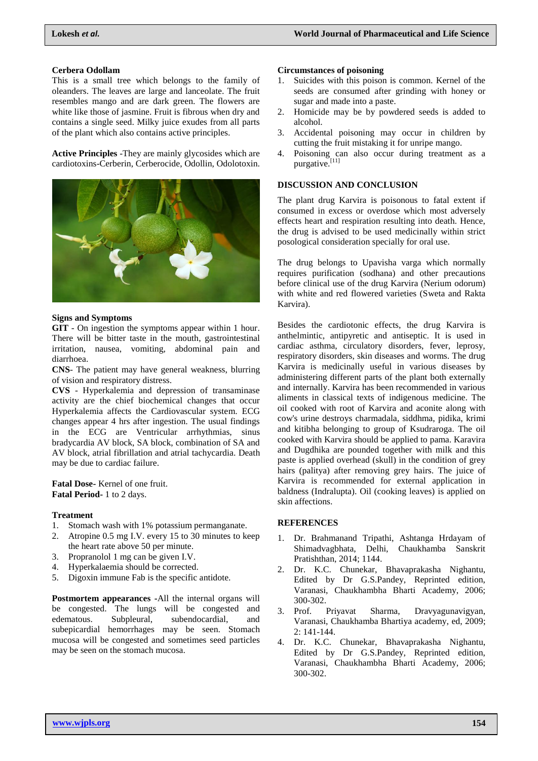### Cerbera Odollam

This is a small tree which belongs to the family of oleanders. The leaves are large and lanceolate. The fruit resembles mango and are dark green. The flowers are white like those of jasmine. Fruit is fibrous when dry and contains a single seed. Milky juice exudes from all parts of the plant which also contains active principles.

**Active Principles** -They are mainly glycosides which are cardiotoxins-Cerberin, Cerberocide, Odollin, Odolotoxin.

### Signs and Symptoms

**GIT** - On ingestion the symptoms appear within 1 hour. There will be bitter taste in the mouth, gastrointestinal irritation, nausea, vomiting, abdominal pain and diarrhoea.

**CNS**- The patient may have general weakness, blurring of vision and respiratory distress.

**CVS** - Hyperkalemia and depression of transaminase activity are the chief biochemical changes that occur Hyperkalemia affects the Cardiovascular system. ECG changes appear 4 hrs after ingestion. The usual findings in the ECG are Ventricular arrhythmias, sinus bradycardia AV block, SA block, combination of SA and AV block, atrial fibrillation and atrial tachycardia. Death may be due to cardiac failure.

**Fatal Dose-** Kernel of one fruit.
**Fatal Period-** 1 to 2 days.

### Treatment

1. Stomach wash with 1% potassium permanganate.
2. Atropine 0.5 mg I.V. every 15 to 30 minutes to keep the heart rate above 50 per minute.
3. Propranolol 1 mg can be given I.V.
4. Hyperkalaemia should be corrected.
5. Digoxin immune Fab is the specific antidote.

**Postmortem appearances -**All the internal organs will be congested. The lungs will be congested and edematous. Subpleural, subendocardial, and subepicardial hemorrhages may be seen. Stomach mucosa will be congested and sometimes seed particles may be seen on the stomach mucosa.

### Circumstances of poisoning

1. Suicides with this poison is common. Kernel of the seeds are consumed after grinding with honey or sugar and made into a paste.
2. Homicide may be by powdered seeds is added to alcohol.
3. Accidental poisoning may occur in children by cutting the fruit mistaking it for unripe mango.
4. Poisoning can also occur during treatment as a purgative.[11]

## DISCUSSION AND CONCLUSION

The plant drug Karvira is poisonous to fatal extent if consumed in excess or overdose which most adversely effects heart and respiration resulting into death. Hence, the drug is advised to be used medicinally within strict posological consideration specially for oral use.

The drug belongs to Upavisha varga which normally requires purification (sodhana) and other precautions before clinical use of the drug Karvira (Nerium odorum) with white and red flowered varieties (Sweta and Rakta Karvira).

Besides the cardiotonic effects, the drug Karvira is anthelmintic, antipyretic and antiseptic. It is used in cardiac asthma, circulatory disorders, fever, leprosy, respiratory disorders, skin diseases and worms. The drug Karvira is medicinally useful in various diseases by administering different parts of the plant both externally and internally. Karvira has been recommended in various aliments in classical texts of indigenous medicine. The oil cooked with root of Karvira and aconite along with cow's urine destroys charmadala, siddhma, pidika, krimi and kitibha belonging to group of Ksudraroga. The oil cooked with Karvira should be applied to pama. Karavira and Dugdhika are pounded together with milk and this paste is applied overhead (skull) in the condition of grey hairs (palitya) after removing grey hairs. The juice of Karvira is recommended for external application in baldness (Indralupta). Oil (cooking leaves) is applied on skin affections.

## REFERENCES

1. Dr. Brahmanand Tripathi, Ashtanga Hrdayam of Shimadvagbhata, Delhi, Chaukhamba Sanskrit Pratishthan, 2014; 1144.
2. Dr. K.C. Chunekar, Bhavaprakasha Nighantu, Edited by Dr G.S.Pandey, Reprinted edition, Varanasi, Chaukhambha Bharti Academy, 2006; 300-302.
3. Prof. Priyavat Sharma, Dravyagunavigyan, Varanasi, Chaukhamba Bhartiya academy, ed, 2009; 2: 141-144.
4. Dr. K.C. Chunekar, Bhavaprakasha Nighantu, Edited by Dr G.S.Pandey, Reprinted edition, Varanasi, Chaukhambha Bharti Academy, 2006; 300-302.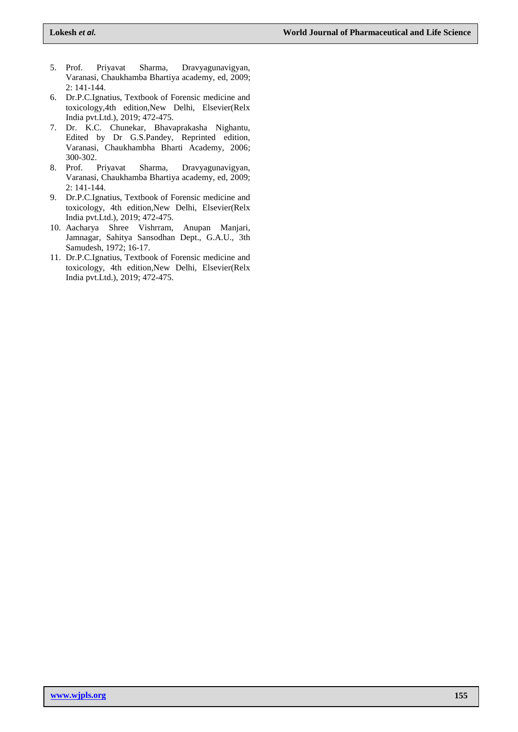5. Prof. Priyavat Sharma, Dravyagunavigyan, Varanasi, Chaukhamba Bhartiya academy, ed, 2009; 2: 141-144.
6. Dr.P.C.Ignatius, Textbook of Forensic medicine and toxicology,4th edition,New Delhi, Elsevier(Relx India pvt.Ltd.), 2019; 472-475.
7. Dr. K.C. Chunekar, Bhavaprakasha Nighantu, Edited by Dr G.S.Pandey, Reprinted edition, Varanasi, Chaukhambha Bharti Academy, 2006; 300-302.
8. Prof. Priyavat Sharma, Dravyagunavigyan, Varanasi, Chaukhamba Bhartiya academy, ed, 2009; 2: 141-144.
9. Dr.P.C.Ignatius, Textbook of Forensic medicine and toxicology, 4th edition,New Delhi, Elsevier(Relx India pvt.Ltd.), 2019; 472-475.
10. Aacharya Shree Vishrram, Anupan Manjari, Jamnagar, Sahitya Sansodhan Dept., G.A.U., 3th Samudesh, 1972; 16-17.
11. Dr.P.C.Ignatius, Textbook of Forensic medicine and toxicology, 4th edition,New Delhi, Elsevier(Relx India pvt.Ltd.), 2019; 472-475.